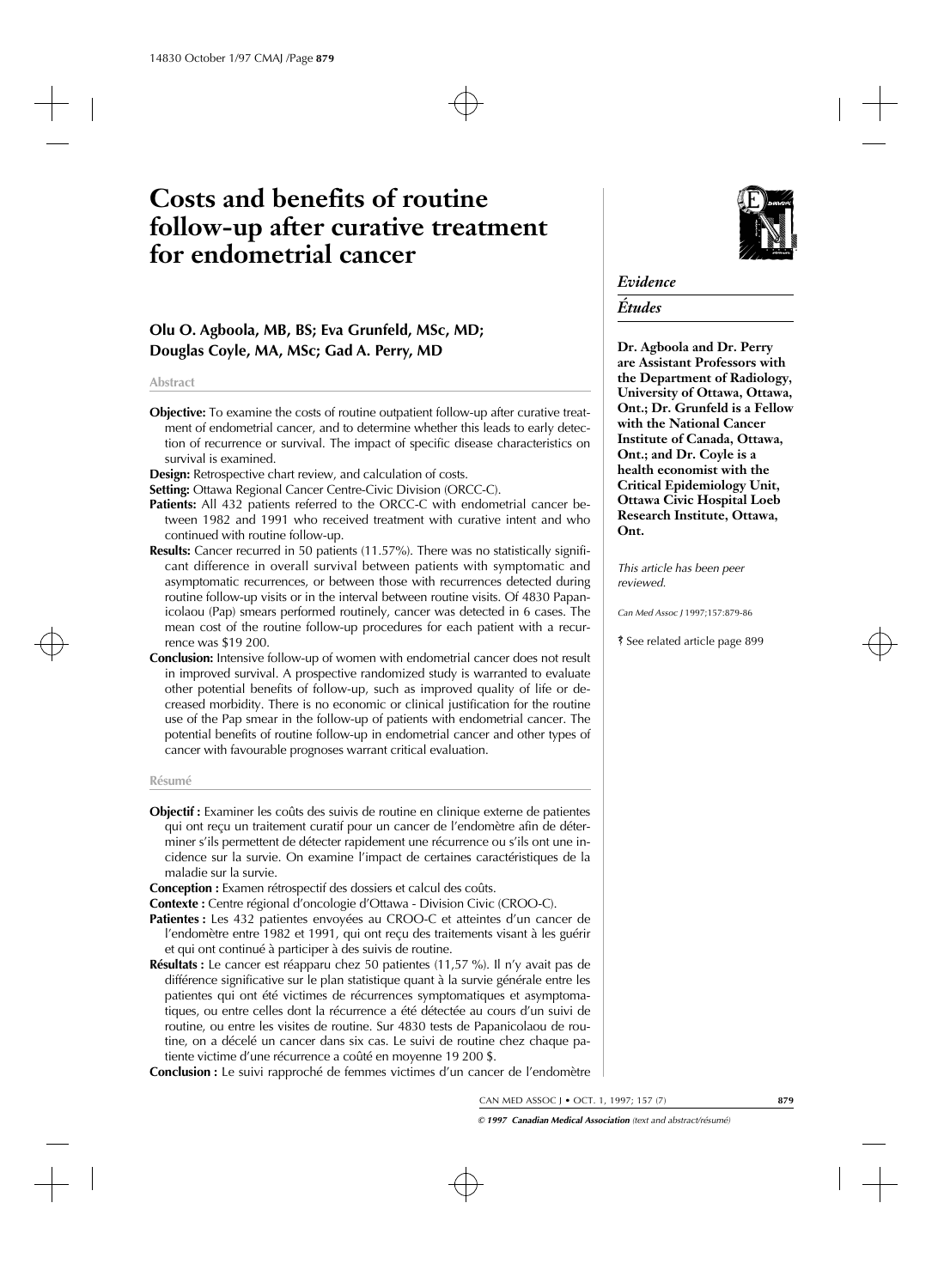# Costs and benefits of routine follow-up after curative treatment for endometrial cancer

**Olu O. Agboola, MB, BS; Eva Grunfeld, MSc, MD; Douglas Coyle, MA, MSc; Gad A. Perry, MD**

*Evidence*

*Études*

**Dr. Agboola and Dr. Perry are Assistant Professors with the Department of Radiology, University of Ottawa, Ottawa, Ont.; Dr. Grunfeld is a Fellow with the National Cancer Institute of Canada, Ottawa, Ont.; and Dr. Coyle is a health economist with the Critical Epidemiology Unit, Ottawa Civic Hospital Loeb Research Institute, Ottawa, Ont.**

*This article has been peer reviewed.*

*Can Med Assoc J* 1997;157:879-86

See related article page 899

## Abstract

**Objective:** To examine the costs of routine outpatient follow-up after curative treatment of endometrial cancer, and to determine whether this leads to early detection of recurrence or survival. The impact of specific disease characteristics on survival is examined.

**Design:** Retrospective chart review, and calculation of costs.

**Setting:** Ottawa Regional Cancer Centre-Civic Division (ORCC-C).

**Patients:** All 432 patients referred to the ORCC-C with endometrial cancer between 1982 and 1991 who received treatment with curative intent and who continued with routine follow-up.

**Results:** Cancer recurred in 50 patients (11.57%). There was no statistically significant difference in overall survival between patients with symptomatic and asymptomatic recurrences, or between those with recurrences detected during routine follow-up visits or in the interval between routine visits. Of 4830 Papanicolaou (Pap) smears performed routinely, cancer was detected in 6 cases. The mean cost of the routine follow-up procedures for each patient with a recurrence was $19 200.

**Conclusion:** Intensive follow-up of women with endometrial cancer does not result in improved survival. A prospective randomized study is warranted to evaluate other potential benefits of follow-up, such as improved quality of life or decreased morbidity. There is no economic or clinical justification for the routine use of the Pap smear in the follow-up of patients with endometrial cancer. The potential benefits of routine follow-up in endometrial cancer and other types of cancer with favourable prognoses warrant critical evaluation.

## Résumé

**Objectif :** Examiner les coûts des suivis de routine en clinique externe de patientes qui ont reçu un traitement curatif pour un cancer de l'endomètre afin de déterminer s'ils permettent de détecter rapidement une récurrence ou s'ils ont une incidence sur la survie. On examine l'impact de certaines caractéristiques de la maladie sur la survie.

**Conception :** Examen rétrospectif des dossiers et calcul des coûts.

**Contexte :** Centre régional d'oncologie d'Ottawa - Division Civic (CROO-C).

**Patientes :** Les 432 patientes envoyées au CROO-C et atteintes d'un cancer de l'endomètre entre 1982 et 1991, qui ont reçu des traitements visant à les guérir et qui ont continué à participer à des suivis de routine.

**Résultats :** Le cancer est réapparu chez 50 patientes (11,57 %). Il n'y avait pas de différence significative sur le plan statistique quant à la survie générale entre les patientes qui ont été victimes de récurrences symptomatiques et asymptomatiques, ou entre celles dont la récurrence a été détectée au cours d'un suivi de routine, ou entre les visites de routine. Sur 4830 tests de Papanicolaou de routine, on a décelé un cancer dans six cas. Le suivi de routine chez chaque patiente victime d'une récurrence a coûté en moyenne 19 200 $.

**Conclusion :** Le suivi rapproché de femmes victimes d'un cancer de l'endomètre

*© 1997 Canadian Medical Association (text and abstract/résumé)*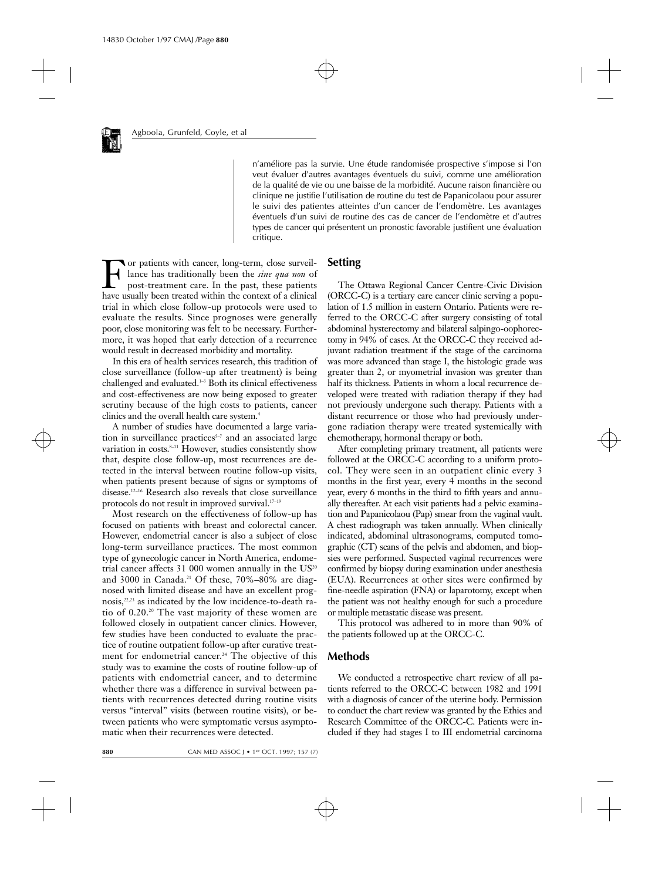n'améliore pas la survie. Une étude randomisée prospective s'impose si l'on veut évaluer d'autres avantages éventuels du suivi, comme une amélioration de la qualité de vie ou une baisse de la morbidité. Aucune raison financière ou clinique ne justifie l'utilisation de routine du test de Papanicolaou pour assurer le suivi des patientes atteintes d'un cancer de l'endomètre. Les avantages éventuels d'un suivi de routine des cas de cancer de l'endomètre et d'autres types de cancer qui présentent un pronostic favorable justifient une évaluation critique.

For patients with cancer, long-term, close surveillance has traditionally been the *sine qua non* of post-treatment care. In the past, these patients have usually been treated within the context of a clinical trial in which close follow-up protocols were used to evaluate the results. Since prognoses were generally poor, close monitoring was felt to be necessary. Furthermore, it was hoped that early detection of a recurrence would result in decreased morbidity and mortality.

In this era of health services research, this tradition of close surveillance (follow-up after treatment) is being challenged and evaluated.[1–3] Both its clinical effectiveness and cost-effectiveness are now being exposed to greater scrutiny because of the high costs to patients, cancer clinics and the overall health care system.[4]

A number of studies have documented a large variation in surveillance practices[5–7] and an associated large variation in costs.[8–11] However, studies consistently show that, despite close follow-up, most recurrences are detected in the interval between routine follow-up visits, when patients present because of signs or symptoms of disease.[12–16] Research also reveals that close surveillance protocols do not result in improved survival.[17–19]

Most research on the effectiveness of follow-up has focused on patients with breast and colorectal cancer. However, endometrial cancer is also a subject of close long-term surveillance practices. The most common type of gynecologic cancer in North America, endometrial cancer affects 31 000 women annually in the US[20] and 3000 in Canada.[21] Of these, 70%–80% are diagnosed with limited disease and have an excellent prognosis,[22,23] as indicated by the low incidence-to-death ratio of 0.20.[20] The vast majority of these women are followed closely in outpatient cancer clinics. However, few studies have been conducted to evaluate the practice of routine outpatient follow-up after curative treatment for endometrial cancer.[24] The objective of this study was to examine the costs of routine follow-up of patients with endometrial cancer, and to determine whether there was a difference in survival between patients with recurrences detected during routine visits versus "interval" visits (between routine visits), or between patients who were symptomatic versus asymptomatic when their recurrences were detected.

## Setting

The Ottawa Regional Cancer Centre-Civic Division (ORCC-C) is a tertiary care cancer clinic serving a population of 1.5 million in eastern Ontario. Patients were referred to the ORCC-C after surgery consisting of total abdominal hysterectomy and bilateral salpingo-oophorectomy in 94% of cases. At the ORCC-C they received adjuvant radiation treatment if the stage of the carcinoma was more advanced than stage I, the histologic grade was greater than 2, or myometrial invasion was greater than half its thickness. Patients in whom a local recurrence developed were treated with radiation therapy if they had not previously undergone such therapy. Patients with a distant recurrence or those who had previously undergone radiation therapy were treated systemically with chemotherapy, hormonal therapy or both.

After completing primary treatment, all patients were followed at the ORCC-C according to a uniform protocol. They were seen in an outpatient clinic every 3 months in the first year, every 4 months in the second year, every 6 months in the third to fifth years and annually thereafter. At each visit patients had a pelvic examination and Papanicolaou (Pap) smear from the vaginal vault. A chest radiograph was taken annually. When clinically indicated, abdominal ultrasonograms, computed tomographic (CT) scans of the pelvis and abdomen, and biopsies were performed. Suspected vaginal recurrences were confirmed by biopsy during examination under anesthesia (EUA). Recurrences at other sites were confirmed by fine-needle aspiration (FNA) or laparotomy, except when the patient was not healthy enough for such a procedure or multiple metastatic disease was present.

This protocol was adhered to in more than 90% of the patients followed up at the ORCC-C.

## Methods

We conducted a retrospective chart review of all patients referred to the ORCC-C between 1982 and 1991 with a diagnosis of cancer of the uterine body. Permission to conduct the chart review was granted by the Ethics and Research Committee of the ORCC-C. Patients were included if they had stages I to III endometrial carcinoma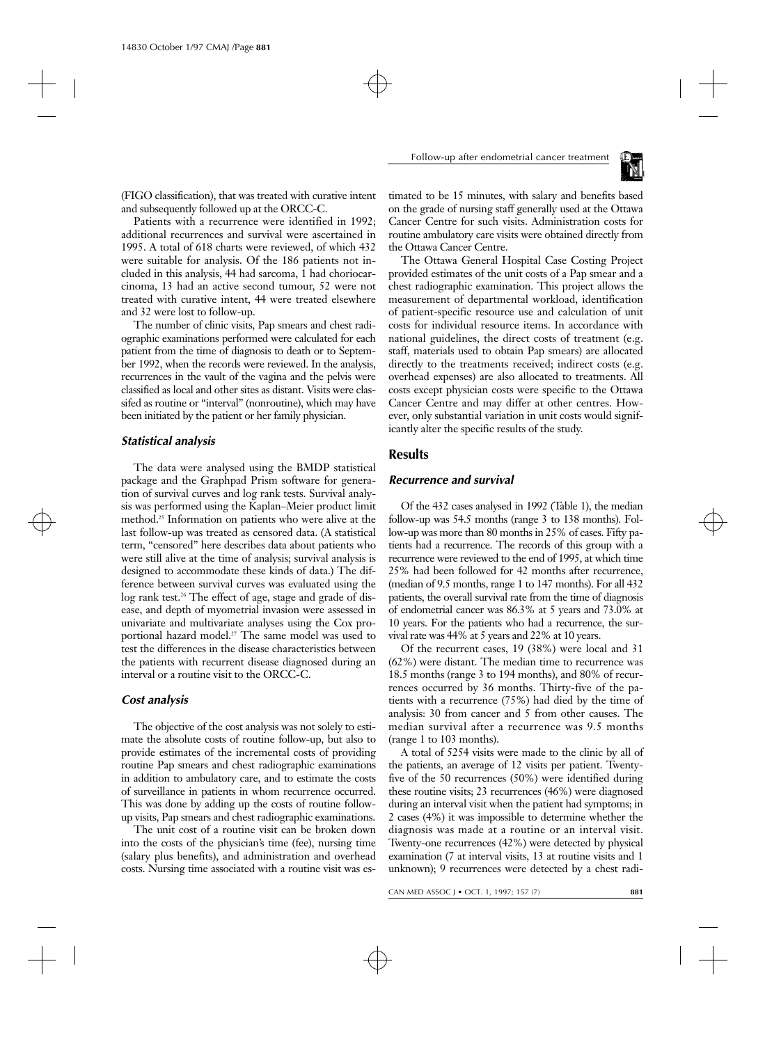(FIGO classification), that was treated with curative intent and subsequently followed up at the ORCC-C.

Patients with a recurrence were identified in 1992; additional recurrences and survival were ascertained in 1995. A total of 618 charts were reviewed, of which 432 were suitable for analysis. Of the 186 patients not included in this analysis, 44 had sarcoma, 1 had choriocarcinoma, 13 had an active second tumour, 52 were not treated with curative intent, 44 were treated elsewhere and 32 were lost to follow-up.

The number of clinic visits, Pap smears and chest radiographic examinations performed were calculated for each patient from the time of diagnosis to death or to September 1992, when the records were reviewed. In the analysis, recurrences in the vault of the vagina and the pelvis were classified as local and other sites as distant. Visits were classifed as routine or "interval" (nonroutine), which may have been initiated by the patient or her family physician.

### *Statistical analysis*

The data were analysed using the BMDP statistical package and the Graphpad Prism software for generation of survival curves and log rank tests. Survival analysis was performed using the Kaplan–Meier product limit method.[25] Information on patients who were alive at the last follow-up was treated as censored data. (A statistical term, "censored" here describes data about patients who were still alive at the time of analysis; survival analysis is designed to accommodate these kinds of data.) The difference between survival curves was evaluated using the log rank test.[26] The effect of age, stage and grade of disease, and depth of myometrial invasion were assessed in univariate and multivariate analyses using the Cox proportional hazard model.[27] The same model was used to test the differences in the disease characteristics between the patients with recurrent disease diagnosed during an interval or a routine visit to the ORCC-C.

### *Cost analysis*

The objective of the cost analysis was not solely to estimate the absolute costs of routine follow-up, but also to provide estimates of the incremental costs of providing routine Pap smears and chest radiographic examinations in addition to ambulatory care, and to estimate the costs of surveillance in patients in whom recurrence occurred. This was done by adding up the costs of routine follow-up visits, Pap smears and chest radiographic examinations.

The unit cost of a routine visit can be broken down into the costs of the physician's time (fee), nursing time (salary plus benefits), and administration and overhead costs. Nursing time associated with a routine visit was estimated to be 15 minutes, with salary and benefits based on the grade of nursing staff generally used at the Ottawa Cancer Centre for such visits. Administration costs for routine ambulatory care visits were obtained directly from the Ottawa Cancer Centre.

The Ottawa General Hospital Case Costing Project provided estimates of the unit costs of a Pap smear and a chest radiographic examination. This project allows the measurement of departmental workload, identification of patient-specific resource use and calculation of unit costs for individual resource items. In accordance with national guidelines, the direct costs of treatment (e.g. staff, materials used to obtain Pap smears) are allocated directly to the treatments received; indirect costs (e.g. overhead expenses) are also allocated to treatments. All costs except physician costs were specific to the Ottawa Cancer Centre and may differ at other centres. However, only substantial variation in unit costs would significantly alter the specific results of the study.

## Results

### *Recurrence and survival*

Of the 432 cases analysed in 1992 (Table 1), the median follow-up was 54.5 months (range 3 to 138 months). Follow-up was more than 80 months in 25% of cases. Fifty patients had a recurrence. The records of this group with a recurrence were reviewed to the end of 1995, at which time 25% had been followed for 42 months after recurrence, (median of 9.5 months, range 1 to 147 months). For all 432 patients, the overall survival rate from the time of diagnosis of endometrial cancer was 86.3% at 5 years and 73.0% at 10 years. For the patients who had a recurrence, the survival rate was 44% at 5 years and 22% at 10 years.

Of the recurrent cases, 19 (38%) were local and 31 (62%) were distant. The median time to recurrence was 18.5 months (range 3 to 194 months), and 80% of recurrences occurred by 36 months. Thirty-five of the patients with a recurrence (75%) had died by the time of analysis: 30 from cancer and 5 from other causes. The median survival after a recurrence was 9.5 months (range 1 to 103 months).

A total of 5254 visits were made to the clinic by all of the patients, an average of 12 visits per patient. Twenty-five of the 50 recurrences (50%) were identified during these routine visits; 23 recurrences (46%) were diagnosed during an interval visit when the patient had symptoms; in 2 cases (4%) it was impossible to determine whether the diagnosis was made at a routine or an interval visit. Twenty-one recurrences (42%) were detected by physical examination (7 at interval visits, 13 at routine visits and 1 unknown); 9 recurrences were detected by a chest radi-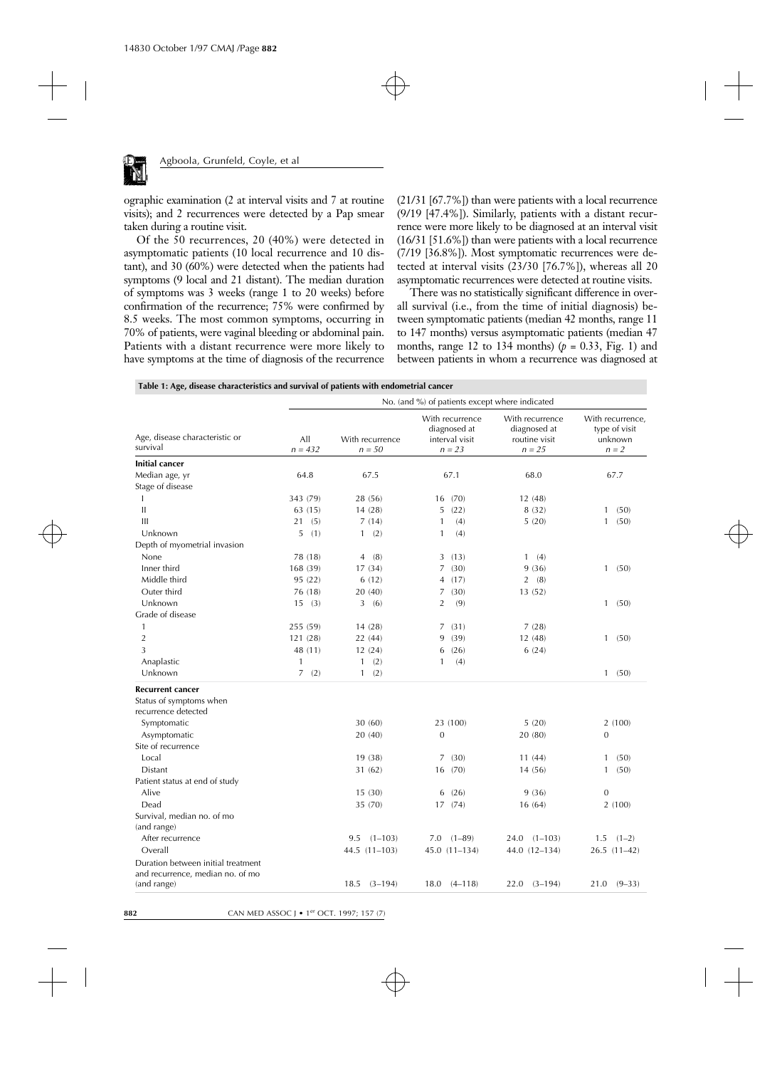ographic examination (2 at interval visits and 7 at routine visits); and 2 recurrences were detected by a Pap smear taken during a routine visit.

Of the 50 recurrences, 20 (40%) were detected in asymptomatic patients (10 local recurrence and 10 distant), and 30 (60%) were detected when the patients had symptoms (9 local and 21 distant). The median duration of symptoms was 3 weeks (range 1 to 20 weeks) before confirmation of the recurrence; 75% were confirmed by 8.5 weeks. The most common symptoms, occurring in 70% of patients, were vaginal bleeding or abdominal pain. Patients with a distant recurrence were more likely to have symptoms at the time of diagnosis of the recurrence (21/31 [67.7%]) than were patients with a local recurrence (9/19 [47.4%]). Similarly, patients with a distant recurrence were more likely to be diagnosed at an interval visit (16/31 [51.6%]) than were patients with a local recurrence (7/19 [36.8%]). Most symptomatic recurrences were detected at interval visits (23/30 [76.7%]), whereas all 20 asymptomatic recurrences were detected at routine visits.

There was no statistically significant difference in overall survival (i.e., from the time of initial diagnosis) between symptomatic patients (median 42 months, range 11 to 147 months) versus asymptomatic patients (median 47 months, range 12 to 134 months) ($p = 0.33$, Fig. 1) and between patients in whom a recurrence was diagnosed at

**Table 1: Age, disease characteristics and survival of patients with endometrial cancer**

| Age, disease characteristic or survival | No. (and %) of patients except where indicated | | | | |
|---|---|---|---|---|---|
| | All $n = 432$ | With recurrence $n = 50$ | With recurrence diagnosed at interval visit $n = 23$ | With recurrence diagnosed at routine visit $n = 25$ | With recurrence, type of visit unknown $n = 2$ |
| **Initial cancer** | | | | | |
| Median age, yr | 64.8 | 67.5 | 67.1 | 68.0 | 67.7 |
| Stage of disease | | | | | |
| I | 343 (79) | 28 (56) | 16 (70) | 12 (48) | |
| II | 63 (15) | 14 (28) | 5 (22) | 8 (32) | 1 (50) |
| III | 21 (5) | 7 (14) | 1 (4) | 5 (20) | 1 (50) |
| Unknown | 5 (1) | 1 (2) | 1 (4) | | |
| Depth of myometrial invasion | | | | | |
| None | 78 (18) | 4 (8) | 3 (13) | 1 (4) | |
| Inner third | 168 (39) | 17 (34) | 7 (30) | 9 (36) | 1 (50) |
| Middle third | 95 (22) | 6 (12) | 4 (17) | 2 (8) | |
| Outer third | 76 (18) | 20 (40) | 7 (30) | 13 (52) | |
| Unknown | 15 (3) | 3 (6) | 2 (9) | | 1 (50) |
| Grade of disease | | | | | |
| 1 | 255 (59) | 14 (28) | 7 (31) | 7 (28) | |
| 2 | 121 (28) | 22 (44) | 9 (39) | 12 (48) | 1 (50) |
| 3 | 48 (11) | 12 (24) | 6 (26) | 6 (24) | |
| Anaplastic | 1 | 1 (2) | 1 (4) | | |
| Unknown | 7 (2) | 1 (2) | | | 1 (50) |
| **Recurrent cancer** | | | | | |
| Status of symptoms when recurrence detected | | | | | |
| Symptomatic | | 30 (60) | 23 (100) | 5 (20) | 2 (100) |
| Asymptomatic | | 20 (40) | 0 | 20 (80) | 0 |
| Site of recurrence | | | | | |
| Local | | 19 (38) | 7 (30) | 11 (44) | 1 (50) |
| Distant | | 31 (62) | 16 (70) | 14 (56) | 1 (50) |
| Patient status at end of study | | | | | |
| Alive | | 15 (30) | 6 (26) | 9 (36) | 0 |
| Dead | | 35 (70) | 17 (74) | 16 (64) | 2 (100) |
| Survival, median no. of mo (and range) | | | | | |
| After recurrence | | 9.5 (1–103) | 7.0 (1–89) | 24.0 (1–103) | 1.5 (1–2) |
| Overall | | 44.5 (11–103) | 45.0 (11–134) | 44.0 (12–134) | 26.5 (11–42) |
| Duration between initial treatment and recurrence, median no. of mo (and range) | | 18.5 (3–194) | 18.0 (4–118) | 22.0 (3–194) | 21.0 (9–33) |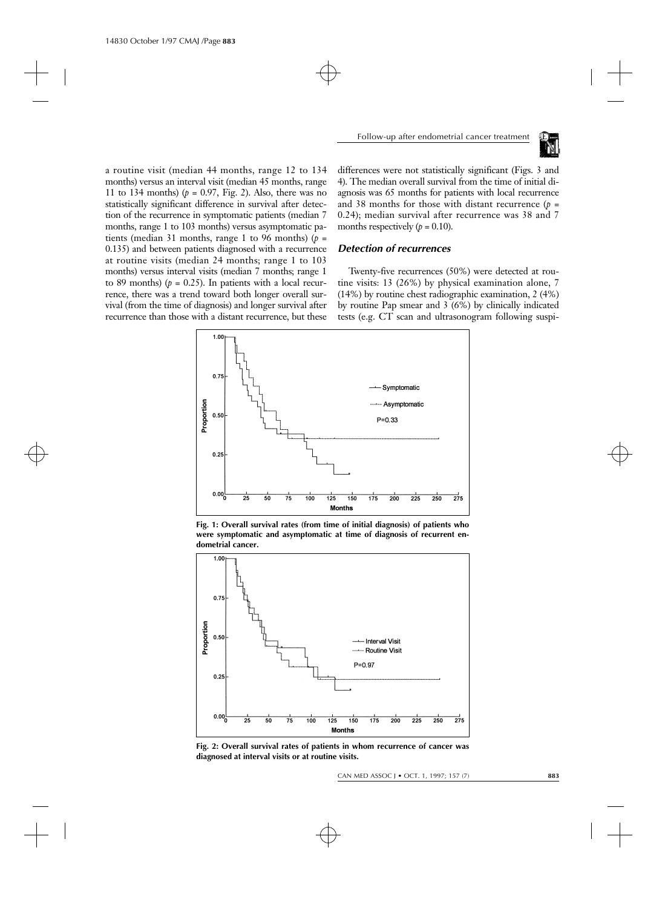a routine visit (median 44 months, range 12 to 134 months) versus an interval visit (median 45 months, range 11 to 134 months) ($p$ = 0.97, Fig. 2). Also, there was no statistically significant difference in survival after detection of the recurrence in symptomatic patients (median 7 months, range 1 to 103 months) versus asymptomatic patients (median 31 months, range 1 to 96 months) ($p$ = 0.135) and between patients diagnosed with a recurrence at routine visits (median 24 months; range 1 to 103 months) versus interval visits (median 7 months; range 1 to 89 months) ($p$ = 0.25). In patients with a local recurrence, there was a trend toward both longer overall survival (from the time of diagnosis) and longer survival after recurrence than those with a distant recurrence, but these differences were not statistically significant (Figs. 3 and 4). The median overall survival from the time of initial diagnosis was 65 months for patients with local recurrence and 38 months for those with distant recurrence ($p$ = 0.24); median survival after recurrence was 38 and 7 months respectively ($p$ = 0.10).

### Detection of recurrences

Twenty-five recurrences (50%) were detected at routine visits: 13 (26%) by physical examination alone, 7 (14%) by routine chest radiographic examination, 2 (4%) by routine Pap smear and 3 (6%) by clinically indicated tests (e.g. CT scan and ultrasonogram following suspi-

**Fig. 1: Overall survival rates (from time of initial diagnosis) of patients who were symptomatic and asymptomatic at time of diagnosis of recurrent endometrial cancer.**

**Fig. 2: Overall survival rates of patients in whom recurrence of cancer was diagnosed at interval visits or at routine visits.**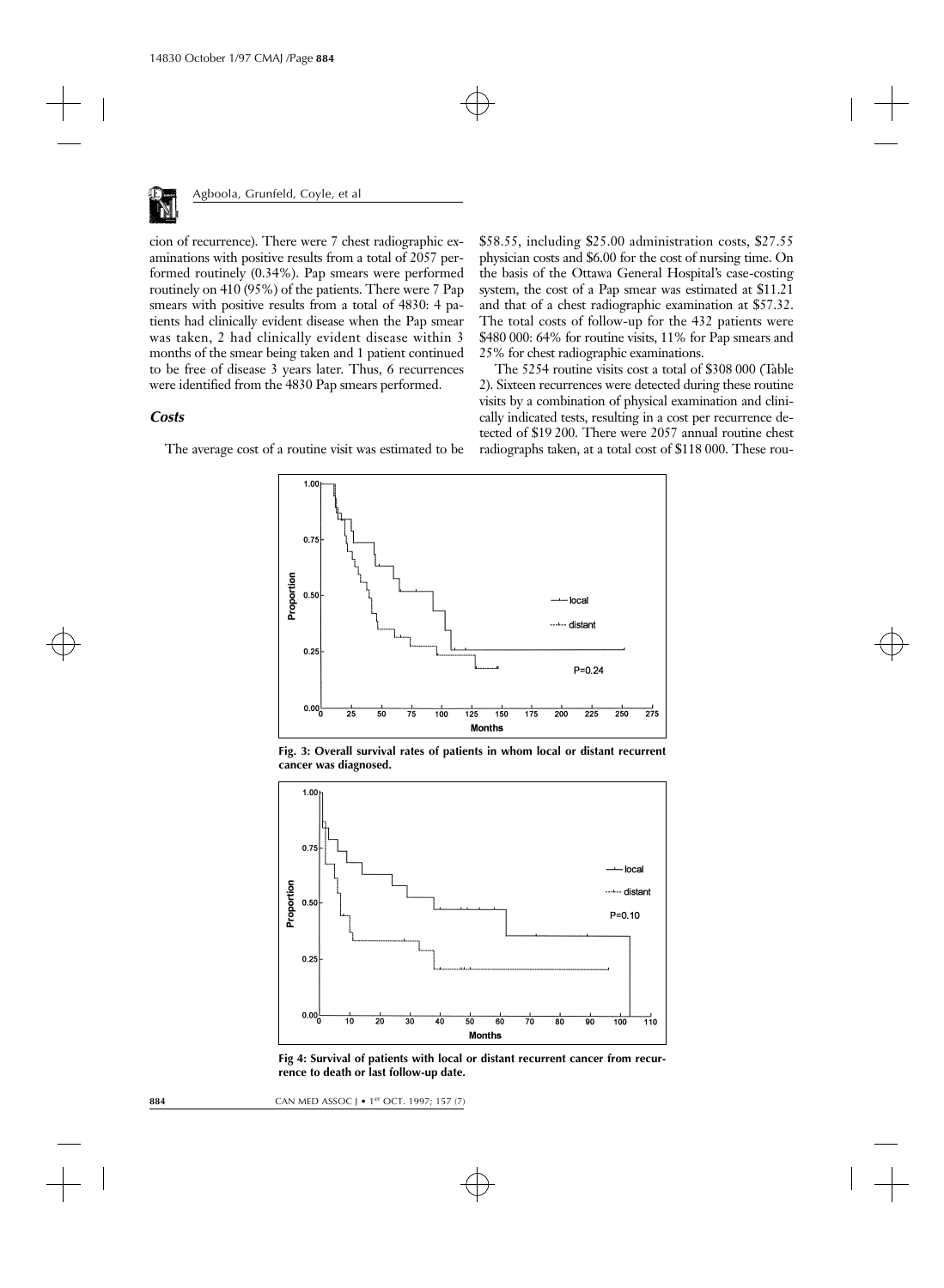cion of recurrence). There were 7 chest radiographic examinations with positive results from a total of 2057 performed routinely (0.34%). Pap smears were performed routinely on 410 (95%) of the patients. There were 7 Pap smears with positive results from a total of 4830: 4 patients had clinically evident disease when the Pap smear was taken, 2 had clinically evident disease within 3 months of the smear being taken and 1 patient continued to be free of disease 3 years later. Thus, 6 recurrences were identified from the 4830 Pap smears performed.

### *Costs*

The average cost of a routine visit was estimated to be $58.55, including $25.00 administration costs, $27.55 physician costs and $6.00 for the cost of nursing time. On the basis of the Ottawa General Hospital's case-costing system, the cost of a Pap smear was estimated at $11.21 and that of a chest radiographic examination at $57.32. The total costs of follow-up for the 432 patients were $480 000: 64% for routine visits, 11% for Pap smears and 25% for chest radiographic examinations.

The 5254 routine visits cost a total of $308 000 (Table 2). Sixteen recurrences were detected during these routine visits by a combination of physical examination and clinically indicated tests, resulting in a cost per recurrence detected of $19 200. There were 2057 annual routine chest radiographs taken, at a total cost of $118 000. These rou-

**Fig. 3: Overall survival rates of patients in whom local or distant recurrent cancer was diagnosed.**

**Fig 4: Survival of patients with local or distant recurrent cancer from recurrence to death or last follow-up date.**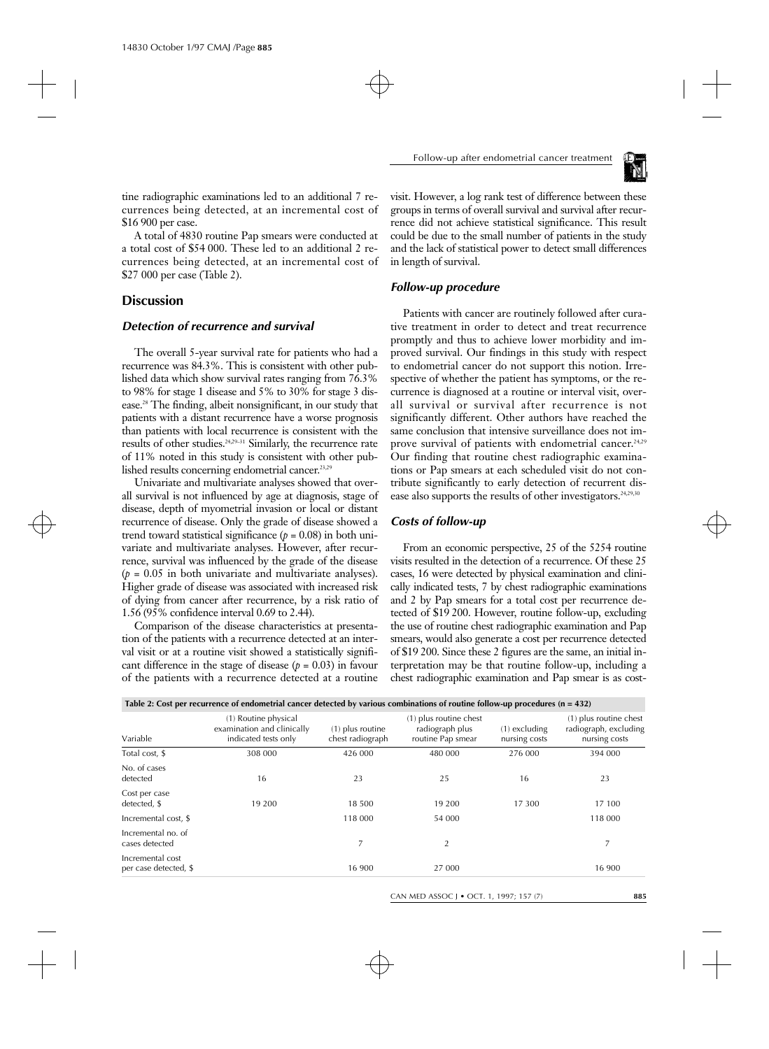tine radiographic examinations led to an additional 7 recurrences being detected, at an incremental cost of \$16 900 per case.

A total of 4830 routine Pap smears were conducted at a total cost of \$54 000. These led to an additional 2 recurrences being detected, at an incremental cost of \$27 000 per case (Table 2).

## Discussion

### Detection of recurrence and survival

The overall 5-year survival rate for patients who had a recurrence was 84.3%. This is consistent with other published data which show survival rates ranging from 76.3% to 98% for stage 1 disease and 5% to 30% for stage 3 disease.[28] The finding, albeit nonsignificant, in our study that patients with a distant recurrence have a worse prognosis than patients with local recurrence is consistent with the results of other studies.[24,29–31] Similarly, the recurrence rate of 11% noted in this study is consistent with other published results concerning endometrial cancer.[23,29]

Univariate and multivariate analyses showed that overall survival is not influenced by age at diagnosis, stage of disease, depth of myometrial invasion or local or distant recurrence of disease. Only the grade of disease showed a trend toward statistical significance ($p = 0.08$) in both univariate and multivariate analyses. However, after recurrence, survival was influenced by the grade of the disease ($p = 0.05$ in both univariate and multivariate analyses). Higher grade of disease was associated with increased risk of dying from cancer after recurrence, by a risk ratio of 1.56 (95% confidence interval 0.69 to 2.44).

Comparison of the disease characteristics at presentation of the patients with a recurrence detected at an interval visit or at a routine visit showed a statistically significant difference in the stage of disease ($p = 0.03$) in favour of the patients with a recurrence detected at a routine visit. However, a log rank test of difference between these groups in terms of overall survival and survival after recurrence did not achieve statistical significance. This result could be due to the small number of patients in the study and the lack of statistical power to detect small differences in length of survival.

### Follow-up procedure

Patients with cancer are routinely followed after curative treatment in order to detect and treat recurrence promptly and thus to achieve lower morbidity and improved survival. Our findings in this study with respect to endometrial cancer do not support this notion. Irrespective of whether the patient has symptoms, or the recurrence is diagnosed at a routine or interval visit, overall survival or survival after recurrence is not significantly different. Other authors have reached the same conclusion that intensive surveillance does not improve survival of patients with endometrial cancer.[24,29] Our finding that routine chest radiographic examinations or Pap smears at each scheduled visit do not contribute significantly to early detection of recurrent disease also supports the results of other investigators.[24,29,30]

### Costs of follow-up

From an economic perspective, 25 of the 5254 routine visits resulted in the detection of a recurrence. Of these 25 cases, 16 were detected by physical examination and clinically indicated tests, 7 by chest radiographic examinations and 2 by Pap smears for a total cost per recurrence detected of \$19 200. However, routine follow-up, excluding the use of routine chest radiographic examination and Pap smears, would also generate a cost per recurrence detected of \$19 200. Since these 2 figures are the same, an initial interpretation may be that routine follow-up, including a chest radiographic examination and Pap smear is as cost-

**Table 2: Cost per recurrence of endometrial cancer detected by various combinations of routine follow-up procedures (n = 432)**

| Variable | (1) Routine physical examination and clinically indicated tests only | (1) plus routine chest radiograph | (1) plus routine chest radiograph plus routine Pap smear | (1) excluding nursing costs | (1) plus routine chest radiograph, excluding nursing costs |
|---|---|---|---|---|---|
| Total cost, \$ | 308 000 | 426 000 | 480 000 | 276 000 | 394 000 |
| No. of cases detected | 16 | 23 | 25 | 16 | 23 |
| Cost per case detected, \$ | 19 200 | 18 500 | 19 200 | 17 300 | 17 100 |
| Incremental cost, \$ | | 118 000 | 54 000 | | 118 000 |
| Incremental no. of cases detected | | 7 | 2 | | 7 |
| Incremental cost per case detected, \$ | | 16 900 | 27 000 | | 16 900 |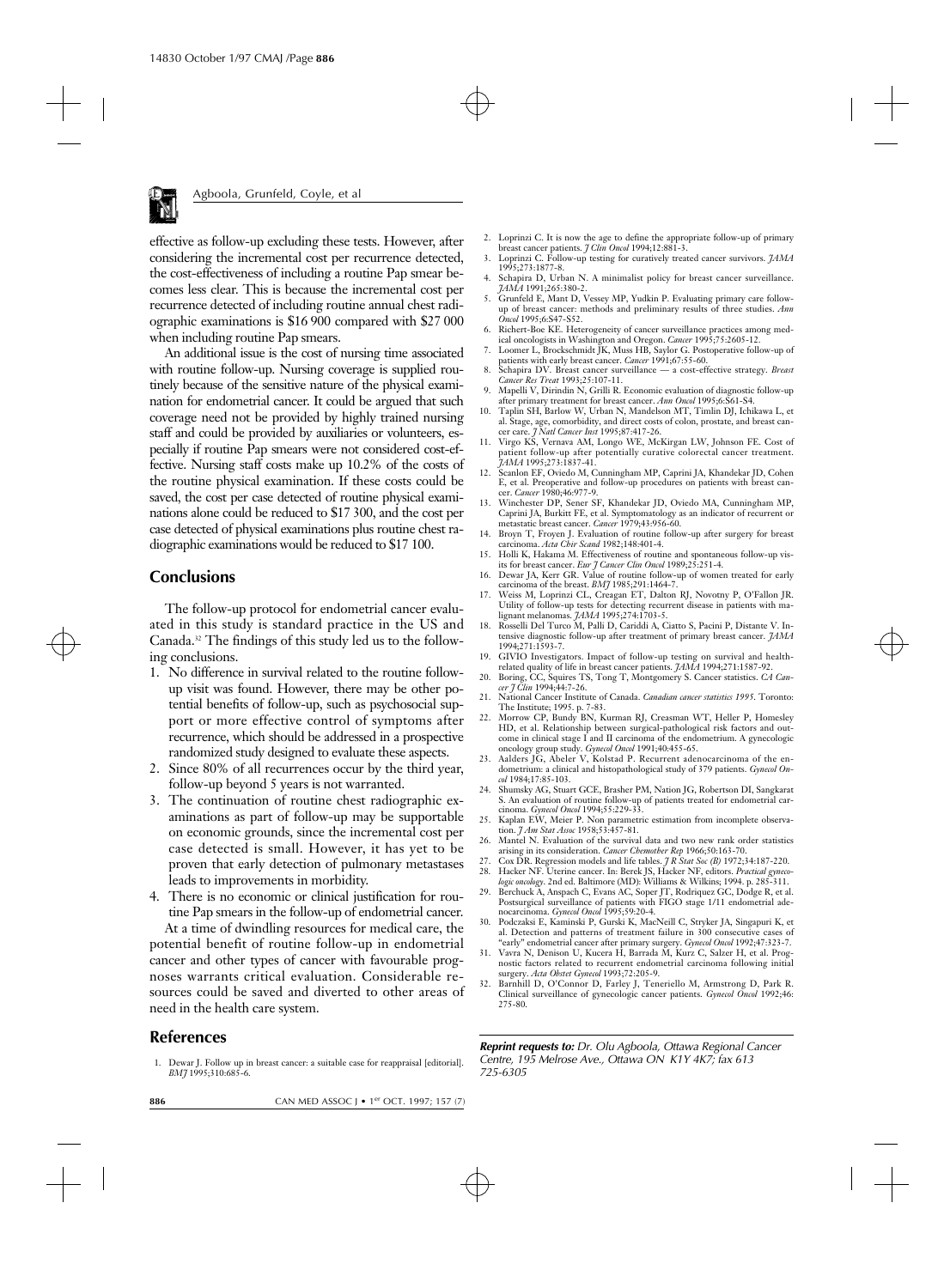effective as follow-up excluding these tests. However, after considering the incremental cost per recurrence detected, the cost-effectiveness of including a routine Pap smear becomes less clear. This is because the incremental cost per recurrence detected of including routine annual chest radiographic examinations is $16 900 compared with $27 000 when including routine Pap smears.

An additional issue is the cost of nursing time associated with routine follow-up. Nursing coverage is supplied routinely because of the sensitive nature of the physical examination for endometrial cancer. It could be argued that such coverage need not be provided by highly trained nursing staff and could be provided by auxiliaries or volunteers, especially if routine Pap smears were not considered cost-effective. Nursing staff costs make up 10.2% of the costs of the routine physical examination. If these costs could be saved, the cost per case detected of routine physical examinations alone could be reduced to $17 300, and the cost per case detected of physical examinations plus routine chest radiographic examinations would be reduced to $17 100.

## Conclusions

The follow-up protocol for endometrial cancer evaluated in this study is standard practice in the US and Canada.[32] The findings of this study led us to the following conclusions.

1. No difference in survival related to the routine follow-up visit was found. However, there may be other potential benefits of follow-up, such as psychosocial support or more effective control of symptoms after recurrence, which should be addressed in a prospective randomized study designed to evaluate these aspects.
2. Since 80% of all recurrences occur by the third year, follow-up beyond 5 years is not warranted.
3. The continuation of routine chest radiographic examinations as part of follow-up may be supportable on economic grounds, since the incremental cost per case detected is small. However, it has yet to be proven that early detection of pulmonary metastases leads to improvements in morbidity.
4. There is no economic or clinical justification for routine Pap smears in the follow-up of endometrial cancer.

At a time of dwindling resources for medical care, the potential benefit of routine follow-up in endometrial cancer and other types of cancer with favourable prognoses warrants critical evaluation. Considerable resources could be saved and diverted to other areas of need in the health care system.

## References

1. Dewar J. Follow up in breast cancer: a suitable case for reappraisal [editorial]. *BMJ* 1995;310:685-6.
2. Loprinzi C. It is now the age to define the appropriate follow-up of primary breast cancer patients. *J Clin Oncol* 1994;12:881-3.
3. Loprinzi C. Follow-up testing for curatively treated cancer survivors. *JAMA* 1995;273:1877-8.
4. Schapira D, Urban N. A minimalist policy for breast cancer surveillance. *JAMA* 1991;265:380-2.
5. Grunfeld E, Mant D, Vessey MP, Yudkin P. Evaluating primary care follow-up of breast cancer: methods and preliminary results of three studies. *Ann Oncol* 1995;6:S47-S52.
6. Richert-Boe KE. Heterogeneity of cancer surveillance practices among medical oncologists in Washington and Oregon. *Cancer* 1995;75:2605-12.
7. Loomer L, Brockschmidt JK, Muss HB, Saylor G. Postoperative follow-up of patients with early breast cancer. *Cancer* 1991;67:55-60.
8. Schapira DV. Breast cancer surveillance — a cost-effective strategy. *Breast Cancer Res Treat* 1993;25:107-11.
9. Mapelli V, Dirindin N, Grilli R. Economic evaluation of diagnostic follow-up after primary treatment for breast cancer. *Ann Oncol* 1995;6:S61-S4.
10. Taplin SH, Barlow W, Urban N, Mandelson MT, Timlin DJ, Ichikawa L, et al. Stage, age, comorbidity, and direct costs of colon, prostate, and breast cancer care. *J Natl Cancer Inst* 1995;87:417-26.
11. Virgo KS, Vernava AM, Longo WE, McKirgan LW, Johnson FE. Cost of patient follow-up after potentially curative colorectal cancer treatment. *JAMA* 1995;273:1837-41.
12. Scanlon EF, Oviedo M, Cunningham MP, Caprini JA, Khandekar JD, Cohen E, et al. Preoperative and follow-up procedures on patients with breast cancer. *Cancer* 1980;46:977-9.
13. Winchester DP, Sener SF, Khandekar JD, Oviedo MA, Cunningham MP, Caprini JA, Burkitt FE, et al. Symptomatology as an indicator of recurrent or metastatic breast cancer. *Cancer* 1979;43:956-60.
14. Broyn T, Froyen J. Evaluation of routine follow-up after surgery for breast carcinoma. *Acta Chir Scand* 1982;148:401-4.
15. Holli K, Hakama M. Effectiveness of routine and spontaneous follow-up visits for breast cancer. *Eur J Cancer Clin Oncol* 1989;25:251-4.
16. Dewar JA, Kerr GR. Value of routine follow-up of women treated for early carcinoma of the breast. *BMJ* 1985;291:1464-7.
17. Weiss M, Loprinzi CL, Creagan ET, Dalton RJ, Novotny P, O'Fallon JR. Utility of follow-up tests for detecting recurrent disease in patients with malignant melanomas. *JAMA* 1995;274:1703-5.
18. Rosselli Del Turco M, Palli D, Cariddi A, Ciatto S, Pacini P, Distante V. Intensive diagnostic follow-up after treatment of primary breast cancer. *JAMA* 1994;271:1593-7.
19. GIVIO Investigators. Impact of follow-up testing on survival and health-related quality of life in breast cancer patients. *JAMA* 1994;271:1587-92.
20. Boring, CC, Squires TS, Tong T, Montgomery S. Cancer statistics. *CA Cancer J Clin* 1994;44:7-26.
21. National Cancer Institute of Canada. *Canadian cancer statistics 1995*. Toronto: The Institute; 1995. p. 7-83.
22. Morrow CP, Bundy BN, Kurman RJ, Creasman WT, Heller P, Homesley HD, et al. Relationship between surgical-pathological risk factors and outcome in clinical stage I and II carcinoma of the endometrium. A gynecologic oncology group study. *Gynecol Oncol* 1991;40:455-65.
23. Aalders JG, Abeler V, Kolstad P. Recurrent adenocarcinoma of the endometrium: a clinical and histopathological study of 379 patients. *Gynecol Oncol* 1984;17:85-103.
24. Shumsky AG, Stuart GCE, Brasher PM, Nation JG, Robertson DI, Sangkarat S. An evaluation of routine follow-up of patients treated for endometrial carcinoma. *Gynecol Oncol* 1994;55:229-33.
25. Kaplan EW, Meier P. Non parametric estimation from incomplete observation. *J Am Stat Assoc* 1958;53:457-81.
26. Mantel N. Evaluation of the survival data and two new rank order statistics arising in its consideration. *Cancer Chemother Rep* 1966;50:163-70.
27. Cox DR. Regression models and life tables. *J R Stat Soc (B)* 1972;34:187-220.
28. Hacker NF. Uterine cancer. In: Berek JS, Hacker NF, editors. *Practical gynecologic oncology*. 2nd ed. Baltimore (MD): Williams & Wilkins; 1994. p. 285-311.
29. Berchuck A, Anspach C, Evans AC, Soper JT, Rodriquez GC, Dodge R, et al. Postsurgical surveillance of patients with FIGO stage 1/11 endometrial adenocarcinoma. *Gynecol Oncol* 1995;59:20-4.
30. Podczaksi E, Kaminski P, Gurski K, MacNeill C, Stryker JA, Singapuri K, et al. Detection and patterns of treatment failure in 300 consecutive cases of "early" endometrial cancer after primary surgery. *Gynecol Oncol* 1992;47:323-7.
31. Vavra N, Denison U, Kucera H, Barrada M, Kurz C, Salzer H, et al. Prognostic factors related to recurrent endometrial carcinoma following initial surgery. *Acta Obstet Gynecol* 1993;72:205-9.
32. Barnhill D, O'Connor D, Farley J, Teneriello M, Armstrong D, Park R. Clinical surveillance of gynecologic cancer patients. *Gynecol Oncol* 1992;46:275-80.

***Reprint requests to:*** *Dr. Olu Agboola, Ottawa Regional Cancer Centre, 195 Melrose Ave., Ottawa ON K1Y 4K7; fax 613 725-6305*